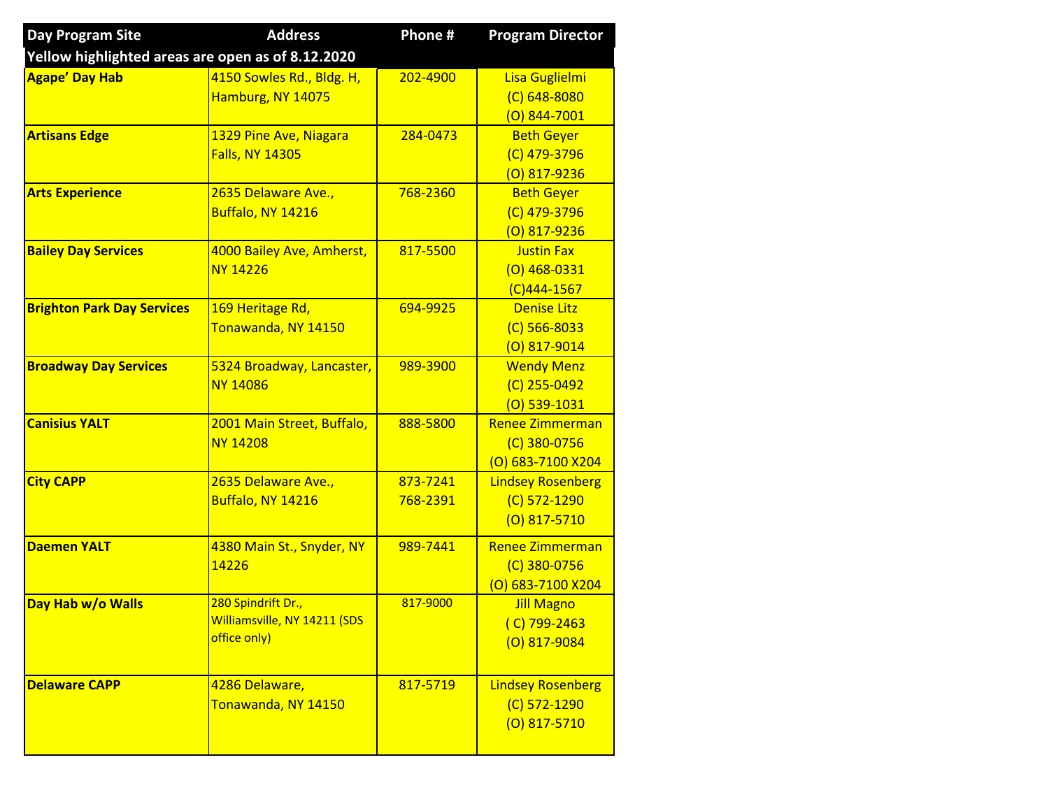| Day Program Site | Address | Phone # | Program Director |
|---|---|---|---|
| Yellow highlighted areas are open as of 8.12.2020 | | | |
| **Agape' Day Hab** | 4150 Sowles Rd., Bldg. H, Hamburg, NY 14075 | 202-4900 | Lisa Guglielmi (C) 648-8080 (O) 844-7001 |
| **Artisans Edge** | 1329 Pine Ave, Niagara Falls, NY 14305 | 284-0473 | Beth Geyer (C) 479-3796 (O) 817-9236 |
| **Arts Experience** | 2635 Delaware Ave., Buffalo, NY 14216 | 768-2360 | Beth Geyer (C) 479-3796 (O) 817-9236 |
| **Bailey Day Services** | 4000 Bailey Ave, Amherst, NY 14226 | 817-5500 | Justin Fax (O) 468-0331 (C)444-1567 |
| **Brighton Park Day Services** | 169 Heritage Rd, Tonawanda, NY 14150 | 694-9925 | Denise Litz (C) 566-8033 (O) 817-9014 |
| **Broadway Day Services** | 5324 Broadway, Lancaster, NY 14086 | 989-3900 | Wendy Menz (C) 255-0492 (O) 539-1031 |
| **Canisius YALT** | 2001 Main Street, Buffalo, NY 14208 | 888-5800 | Renee Zimmerman (C) 380-0756 (O) 683-7100 X204 |
| **City CAPP** | 2635 Delaware Ave., Buffalo, NY 14216 | 873-7241 768-2391 | Lindsey Rosenberg (C) 572-1290 (O) 817-5710 |
| **Daemen YALT** | 4380 Main St., Snyder, NY 14226 | 989-7441 | Renee Zimmerman (C) 380-0756 (O) 683-7100 X204 |
| **Day Hab w/o Walls** | 280 Spindrift Dr., Williamsville, NY 14211 (SDS office only) | 817-9000 | Jill Magno ( C) 799-2463 (O) 817-9084 |
| **Delaware CAPP** | 4286 Delaware, Tonawanda, NY 14150 | 817-5719 | Lindsey Rosenberg (C) 572-1290 (O) 817-5710 |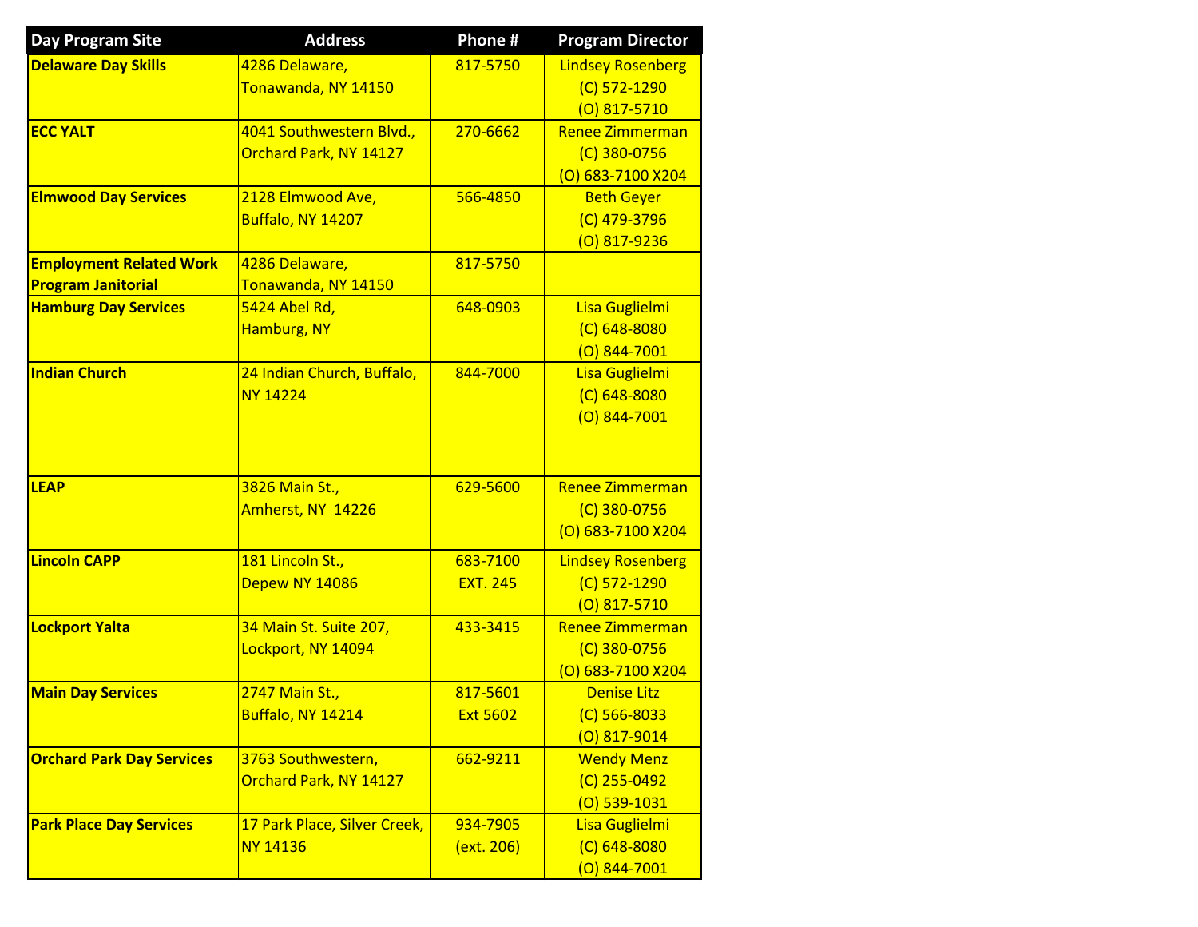| Day Program Site | Address | Phone # | Program Director |
|---|---|---|---|
| **Delaware Day Skills** | 4286 Delaware, Tonawanda, NY 14150 | 817-5750 | Lindsey Rosenberg (C) 572-1290 (O) 817-5710 |
| **ECC YALT** | 4041 Southwestern Blvd., Orchard Park, NY 14127 | 270-6662 | Renee Zimmerman (C) 380-0756 (O) 683-7100 X204 |
| **Elmwood Day Services** | 2128 Elmwood Ave, Buffalo, NY 14207 | 566-4850 | Beth Geyer (C) 479-3796 (O) 817-9236 |
| **Employment Related Work Program Janitorial** | 4286 Delaware, Tonawanda, NY 14150 | 817-5750 | |
| **Hamburg Day Services** | 5424 Abel Rd, Hamburg, NY | 648-0903 | Lisa Guglielmi (C) 648-8080 (O) 844-7001 |
| **Indian Church** | 24 Indian Church, Buffalo, NY 14224 | 844-7000 | Lisa Guglielmi (C) 648-8080 (O) 844-7001 |
| **LEAP** | 3826 Main St., Amherst, NY 14226 | 629-5600 | Renee Zimmerman (C) 380-0756 (O) 683-7100 X204 |
| **Lincoln CAPP** | 181 Lincoln St., Depew NY 14086 | 683-7100 EXT. 245 | Lindsey Rosenberg (C) 572-1290 (O) 817-5710 |
| **Lockport Yalta** | 34 Main St. Suite 207, Lockport, NY 14094 | 433-3415 | Renee Zimmerman (C) 380-0756 (O) 683-7100 X204 |
| **Main Day Services** | 2747 Main St., Buffalo, NY 14214 | 817-5601 Ext 5602 | Denise Litz (C) 566-8033 (O) 817-9014 |
| **Orchard Park Day Services** | 3763 Southwestern, Orchard Park, NY 14127 | 662-9211 | Wendy Menz (C) 255-0492 (O) 539-1031 |
| **Park Place Day Services** | 17 Park Place, Silver Creek, NY 14136 | 934-7905 (ext. 206) | Lisa Guglielmi (C) 648-8080 (O) 844-7001 |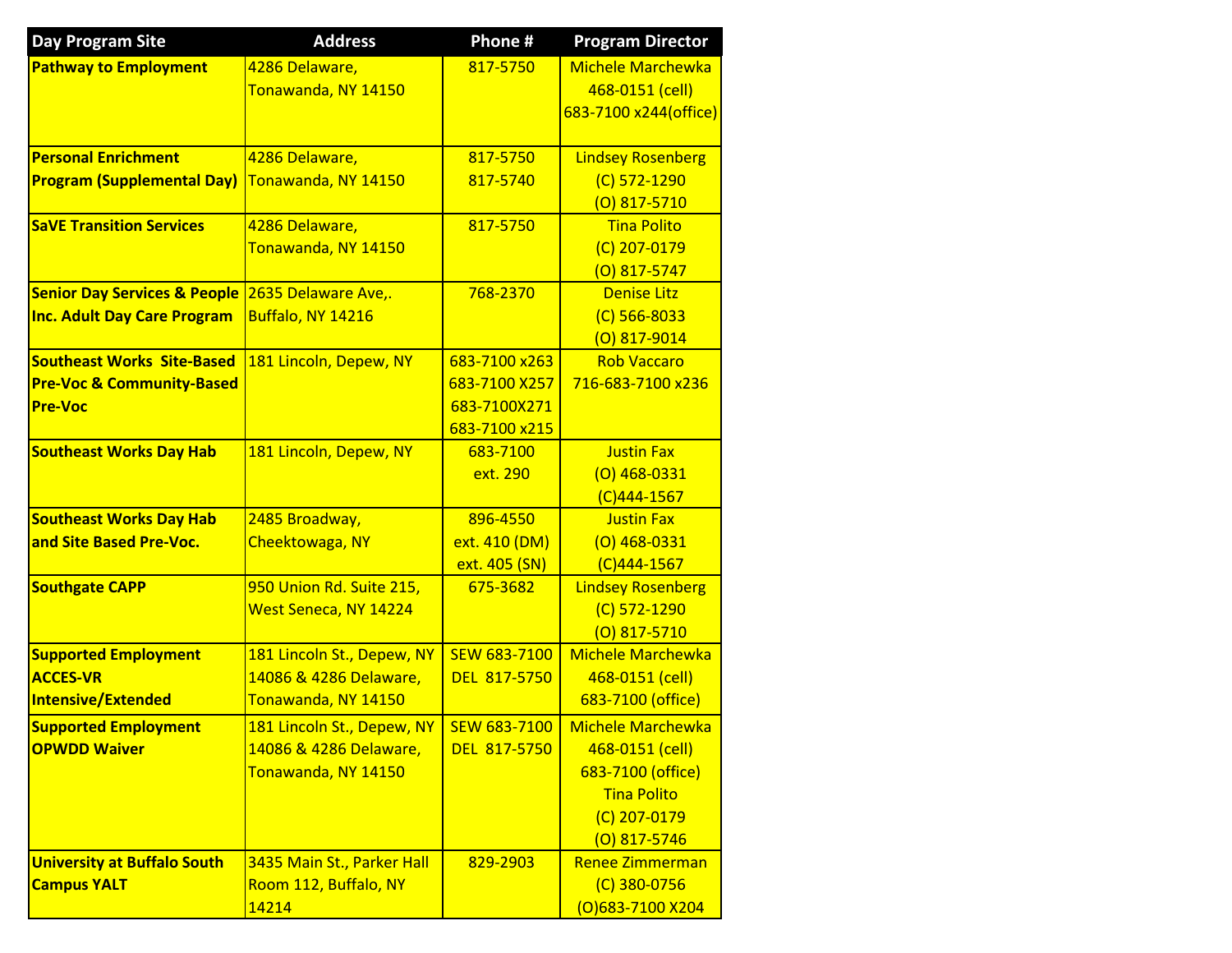| Day Program Site | Address | Phone # | Program Director |
|---|---|---|---|
| **Pathway to Employment** | 4286 Delaware, Tonawanda, NY 14150 | 817-5750 | Michele Marchewka<br>468-0151 (cell)<br>683-7100 x244(office) |
| **Personal Enrichment Program (Supplemental Day)** | 4286 Delaware, Tonawanda, NY 14150 | 817-5750<br>817-5740 | Lindsey Rosenberg<br>(C) 572-1290<br>(O) 817-5710 |
| **SaVE Transition Services** | 4286 Delaware, Tonawanda, NY 14150 | 817-5750 | Tina Polito<br>(C) 207-0179<br>(O) 817-5747 |
| **Senior Day Services & People Inc. Adult Day Care Program** | 2635 Delaware Ave,. Buffalo, NY 14216 | 768-2370 | Denise Litz<br>(C) 566-8033<br>(O) 817-9014 |
| **Southeast Works Site-Based Pre-Voc & Community-Based Pre-Voc** | 181 Lincoln, Depew, NY | 683-7100 x263<br>683-7100 X257<br>683-7100X271<br>683-7100 x215 | Rob Vaccaro<br>716-683-7100 x236 |
| **Southeast Works Day Hab** | 181 Lincoln, Depew, NY | 683-7100<br>ext. 290 | Justin Fax<br>(O) 468-0331<br>(C)444-1567 |
| **Southeast Works Day Hab and Site Based Pre-Voc.** | 2485 Broadway, Cheektowaga, NY | 896-4550<br>ext. 410 (DM)<br>ext. 405 (SN) | Justin Fax<br>(O) 468-0331<br>(C)444-1567 |
| **Southgate CAPP** | 950 Union Rd. Suite 215, West Seneca, NY 14224 | 675-3682 | Lindsey Rosenberg<br>(C) 572-1290<br>(O) 817-5710 |
| **Supported Employment ACCES-VR Intensive/Extended** | 181 Lincoln St., Depew, NY 14086 & 4286 Delaware, Tonawanda, NY 14150 | SEW 683-7100<br>DEL 817-5750 | Michele Marchewka<br>468-0151 (cell)<br>683-7100 (office) |
| **Supported Employment OPWDD Waiver** | 181 Lincoln St., Depew, NY 14086 & 4286 Delaware, Tonawanda, NY 14150 | SEW 683-7100<br>DEL 817-5750 | Michele Marchewka<br>468-0151 (cell)<br>683-7100 (office)<br>Tina Polito<br>(C) 207-0179<br>(O) 817-5746 |
| **University at Buffalo South Campus YALT** | 3435 Main St., Parker Hall Room 112, Buffalo, NY 14214 | 829-2903 | Renee Zimmerman<br>(C) 380-0756<br>(O)683-7100 X204 |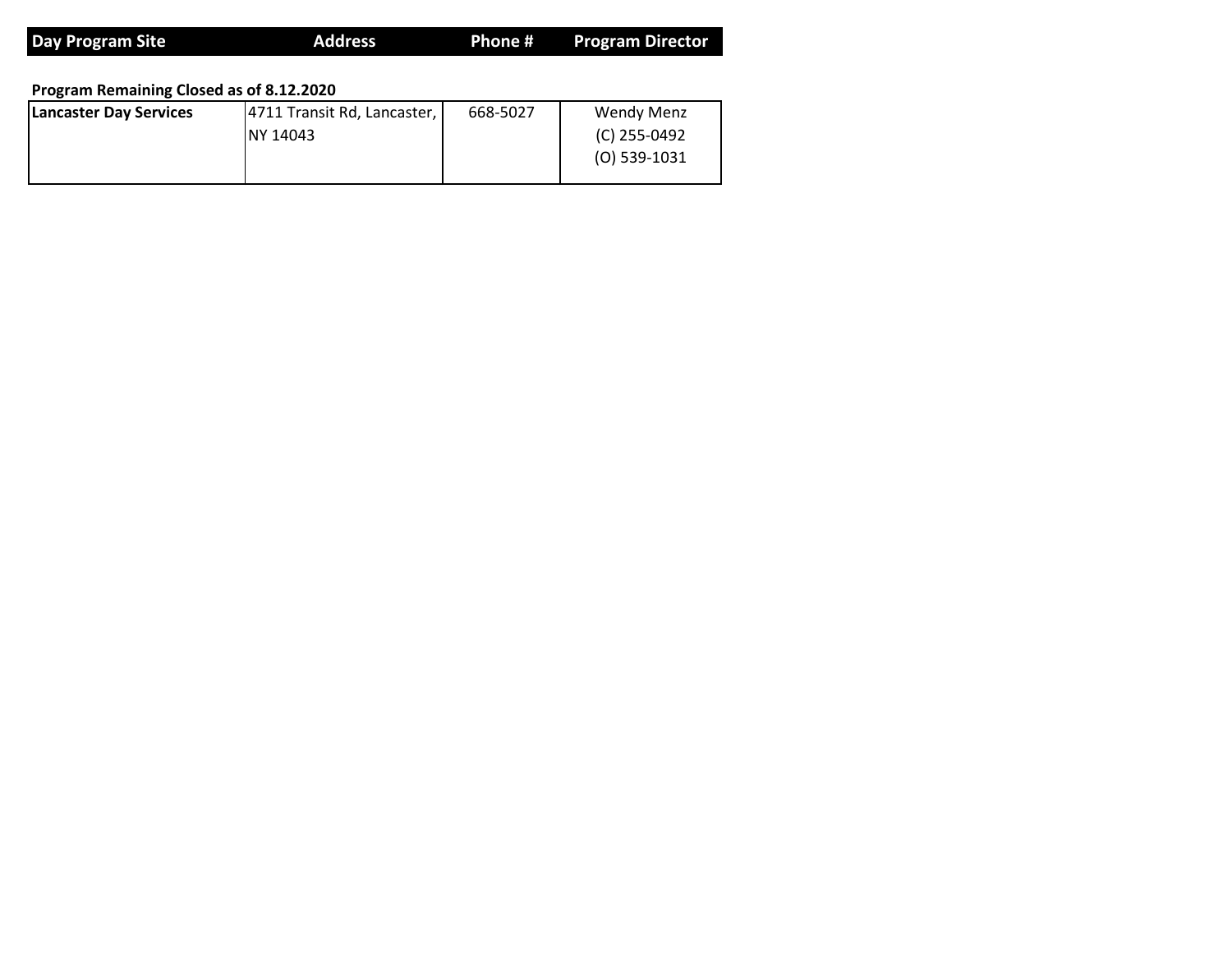| Day Program Site | Address | Phone # | Program Director |
|---|---|---|---|
| **Program Remaining Closed as of 8.12.2020** | | | |
| **Lancaster Day Services** | 4711 Transit Rd, Lancaster, NY 14043 | 668-5027 | Wendy Menz (C) 255-0492 (O) 539-1031 |